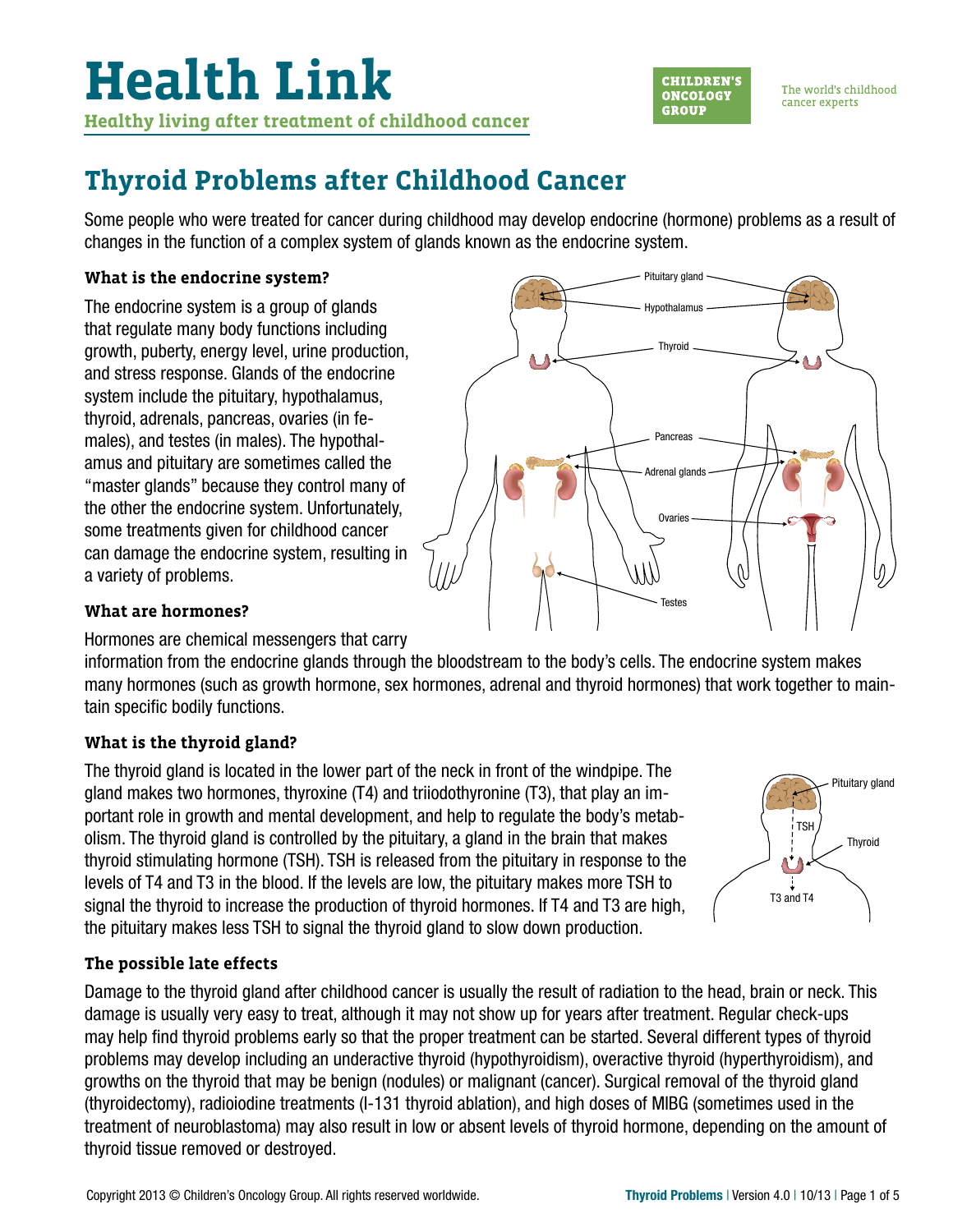# Health Link

**Healthy living after treatment of childhood cancer**

CHILDREN'S ONCOLOGY GROUP

The world's childhood cancer experts

## Thyroid Problems after Childhood Cancer

Some people who were treated for cancer during childhood may develop endocrine (hormone) problems as a result of changes in the function of a complex system of glands known as the endocrine system.

### What is the endocrine system?

The endocrine system is a group of glands that regulate many body functions including growth, puberty, energy level, urine production, and stress response. Glands of the endocrine system include the pituitary, hypothalamus, thyroid, adrenals, pancreas, ovaries (in females), and testes (in males). The hypothalamus and pituitary are sometimes called the "master glands" because they control many of the other the endocrine system. Unfortunately, some treatments given for childhood cancer can damage the endocrine system, resulting in a variety of problems.

### What are hormones?

Hormones are chemical messengers that carry information from the endocrine glands through the bloodstream to the body's cells. The endocrine system makes many hormones (such as growth hormone, sex hormones, adrenal and thyroid hormones) that work together to maintain specific bodily functions.

### What is the thyroid gland?

The thyroid gland is located in the lower part of the neck in front of the windpipe. The gland makes two hormones, thyroxine (T4) and triiodothyronine (T3), that play an important role in growth and mental development, and help to regulate the body's metabolism. The thyroid gland is controlled by the pituitary, a gland in the brain that makes thyroid stimulating hormone (TSH). TSH is released from the pituitary in response to the levels of T4 and T3 in the blood. If the levels are low, the pituitary makes more TSH to signal the thyroid to increase the production of thyroid hormones. If T4 and T3 are high, the pituitary makes less TSH to signal the thyroid gland to slow down production.

### The possible late effects

Damage to the thyroid gland after childhood cancer is usually the result of radiation to the head, brain or neck. This damage is usually very easy to treat, although it may not show up for years after treatment. Regular check-ups may help find thyroid problems early so that the proper treatment can be started. Several different types of thyroid problems may develop including an underactive thyroid (hypothyroidism), overactive thyroid (hyperthyroidism), and growths on the thyroid that may be benign (nodules) or malignant (cancer). Surgical removal of the thyroid gland (thyroidectomy), radioiodine treatments (I-131 thyroid ablation), and high doses of MIBG (sometimes used in the treatment of neuroblastoma) may also result in low or absent levels of thyroid hormone, depending on the amount of thyroid tissue removed or destroyed.

Copyright 2013 © Children's Oncology Group. All rights reserved worldwide.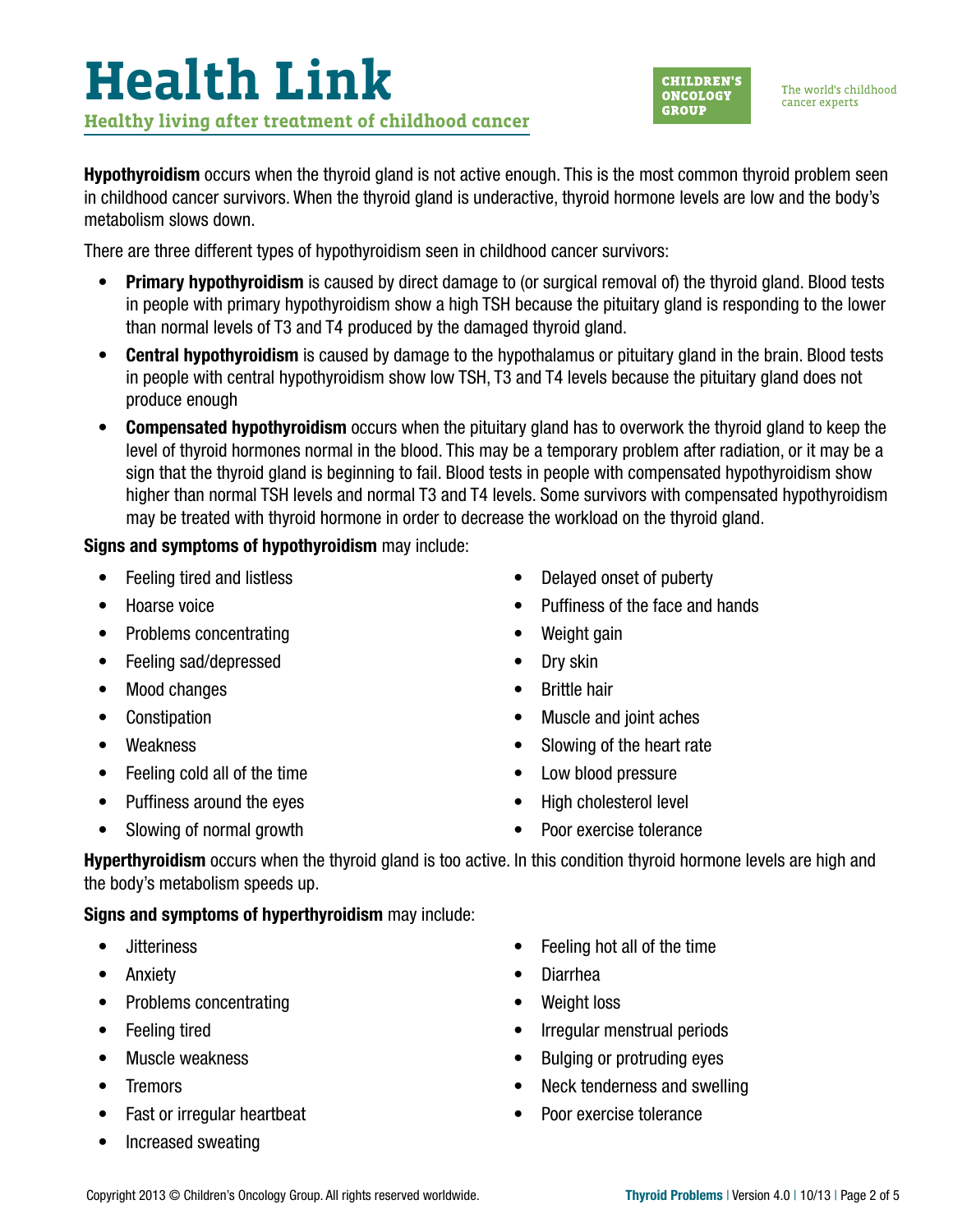**Hypothyroidism** occurs when the thyroid gland is not active enough. This is the most common thyroid problem seen in childhood cancer survivors. When the thyroid gland is underactive, thyroid hormone levels are low and the body's metabolism slows down.

There are three different types of hypothyroidism seen in childhood cancer survivors:

- **Primary hypothyroidism** is caused by direct damage to (or surgical removal of) the thyroid gland. Blood tests in people with primary hypothyroidism show a high TSH because the pituitary gland is responding to the lower than normal levels of T3 and T4 produced by the damaged thyroid gland.
- **Central hypothyroidism** is caused by damage to the hypothalamus or pituitary gland in the brain. Blood tests in people with central hypothyroidism show low TSH, T3 and T4 levels because the pituitary gland does not produce enough
- **Compensated hypothyroidism** occurs when the pituitary gland has to overwork the thyroid gland to keep the level of thyroid hormones normal in the blood. This may be a temporary problem after radiation, or it may be a sign that the thyroid gland is beginning to fail. Blood tests in people with compensated hypothyroidism show higher than normal TSH levels and normal T3 and T4 levels. Some survivors with compensated hypothyroidism may be treated with thyroid hormone in order to decrease the workload on the thyroid gland.

**Signs and symptoms of hypothyroidism** may include:

- Feeling tired and listless
- Hoarse voice
- Problems concentrating
- Feeling sad/depressed
- Mood changes
- Constipation
- Weakness
- Feeling cold all of the time
- Puffiness around the eyes
- Slowing of normal growth
- Delayed onset of puberty
- Puffiness of the face and hands
- Weight gain
- Dry skin
- Brittle hair
- Muscle and joint aches
- Slowing of the heart rate
- Low blood pressure
- High cholesterol level
- Poor exercise tolerance

**Hyperthyroidism** occurs when the thyroid gland is too active. In this condition thyroid hormone levels are high and the body's metabolism speeds up.

**Signs and symptoms of hyperthyroidism** may include:

- Jitteriness
- Anxiety
- Problems concentrating
- Feeling tired
- Muscle weakness
- Tremors
- Fast or irregular heartbeat
- Increased sweating
- Feeling hot all of the time
- Diarrhea
- Weight loss
- Irregular menstrual periods
- Bulging or protruding eyes
- Neck tenderness and swelling
- Poor exercise tolerance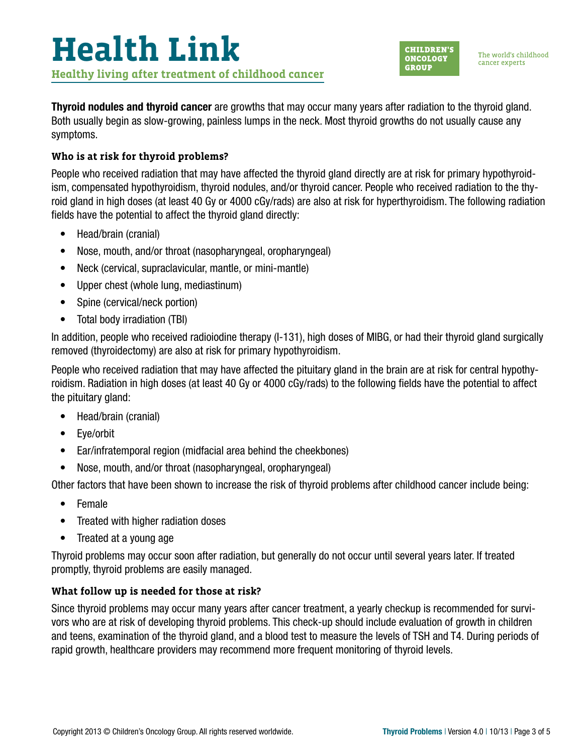**Thyroid nodules and thyroid cancer** are growths that may occur many years after radiation to the thyroid gland. Both usually begin as slow-growing, painless lumps in the neck. Most thyroid growths do not usually cause any symptoms.

### Who is at risk for thyroid problems?

People who received radiation that may have affected the thyroid gland directly are at risk for primary hypothyroidism, compensated hypothyroidism, thyroid nodules, and/or thyroid cancer. People who received radiation to the thyroid gland in high doses (at least 40 Gy or 4000 cGy/rads) are also at risk for hyperthyroidism. The following radiation fields have the potential to affect the thyroid gland directly:

- Head/brain (cranial)
- Nose, mouth, and/or throat (nasopharyngeal, oropharyngeal)
- Neck (cervical, supraclavicular, mantle, or mini-mantle)
- Upper chest (whole lung, mediastinum)
- Spine (cervical/neck portion)
- Total body irradiation (TBI)

In addition, people who received radioiodine therapy (I-131), high doses of MIBG, or had their thyroid gland surgically removed (thyroidectomy) are also at risk for primary hypothyroidism.

People who received radiation that may have affected the pituitary gland in the brain are at risk for central hypothyroidism. Radiation in high doses (at least 40 Gy or 4000 cGy/rads) to the following fields have the potential to affect the pituitary gland:

- Head/brain (cranial)
- Eye/orbit
- Ear/infratemporal region (midfacial area behind the cheekbones)
- Nose, mouth, and/or throat (nasopharyngeal, oropharyngeal)

Other factors that have been shown to increase the risk of thyroid problems after childhood cancer include being:

- Female
- Treated with higher radiation doses
- Treated at a young age

Thyroid problems may occur soon after radiation, but generally do not occur until several years later. If treated promptly, thyroid problems are easily managed.

### What follow up is needed for those at risk?

Since thyroid problems may occur many years after cancer treatment, a yearly checkup is recommended for survivors who are at risk of developing thyroid problems. This check-up should include evaluation of growth in children and teens, examination of the thyroid gland, and a blood test to measure the levels of TSH and T4. During periods of rapid growth, healthcare providers may recommend more frequent monitoring of thyroid levels.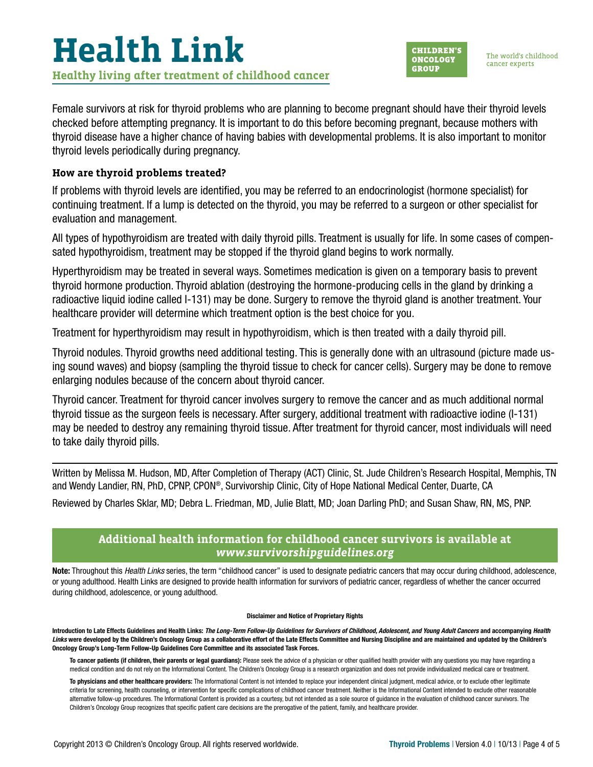Female survivors at risk for thyroid problems who are planning to become pregnant should have their thyroid levels checked before attempting pregnancy. It is important to do this before becoming pregnant, because mothers with thyroid disease have a higher chance of having babies with developmental problems. It is also important to monitor thyroid levels periodically during pregnancy.

### How are thyroid problems treated?

If problems with thyroid levels are identified, you may be referred to an endocrinologist (hormone specialist) for continuing treatment. If a lump is detected on the thyroid, you may be referred to a surgeon or other specialist for evaluation and management.

All types of hypothyroidism are treated with daily thyroid pills. Treatment is usually for life. In some cases of compensated hypothyroidism, treatment may be stopped if the thyroid gland begins to work normally.

Hyperthyroidism may be treated in several ways. Sometimes medication is given on a temporary basis to prevent thyroid hormone production. Thyroid ablation (destroying the hormone-producing cells in the gland by drinking a radioactive liquid iodine called I-131) may be done. Surgery to remove the thyroid gland is another treatment. Your healthcare provider will determine which treatment option is the best choice for you.

Treatment for hyperthyroidism may result in hypothyroidism, which is then treated with a daily thyroid pill.

Thyroid nodules. Thyroid growths need additional testing. This is generally done with an ultrasound (picture made using sound waves) and biopsy (sampling the thyroid tissue to check for cancer cells). Surgery may be done to remove enlarging nodules because of the concern about thyroid cancer.

Thyroid cancer. Treatment for thyroid cancer involves surgery to remove the cancer and as much additional normal thyroid tissue as the surgeon feels is necessary. After surgery, additional treatment with radioactive iodine (I-131) may be needed to destroy any remaining thyroid tissue. After treatment for thyroid cancer, most individuals will need to take daily thyroid pills.

---

Written by Melissa M. Hudson, MD, After Completion of Therapy (ACT) Clinic, St. Jude Children's Research Hospital, Memphis, TN and Wendy Landier, RN, PhD, CPNP, CPON®, Survivorship Clinic, City of Hope National Medical Center, Duarte, CA

Reviewed by Charles Sklar, MD; Debra L. Friedman, MD, Julie Blatt, MD; Joan Darling PhD; and Susan Shaw, RN, MS, PNP.

**Additional health information for childhood cancer survivors is available at *www.survivorshipguidelines.org***

**Note:** Throughout this *Health Links* series, the term "childhood cancer" is used to designate pediatric cancers that may occur during childhood, adolescence, or young adulthood. Health Links are designed to provide health information for survivors of pediatric cancer, regardless of whether the cancer occurred during childhood, adolescence, or young adulthood.

**Disclaimer and Notice of Proprietary Rights**

**Introduction to Late Effects Guidelines and Health Links:** ***The Long-Term Follow-Up Guidelines for Survivors of Childhood, Adolescent, and Young Adult Cancers*** **and accompanying** ***Health Links*** **were developed by the Children's Oncology Group as a collaborative effort of the Late Effects Committee and Nursing Discipline and are maintained and updated by the Children's Oncology Group's Long-Term Follow-Up Guidelines Core Committee and its associated Task Forces.**

**To cancer patients (if children, their parents or legal guardians):** Please seek the advice of a physician or other qualified health provider with any questions you may have regarding a medical condition and do not rely on the Informational Content. The Children's Oncology Group is a research organization and does not provide individualized medical care or treatment.

**To physicians and other healthcare providers:** The Informational Content is not intended to replace your independent clinical judgment, medical advice, or to exclude other legitimate criteria for screening, health counseling, or intervention for specific complications of childhood cancer treatment. Neither is the Informational Content intended to exclude other reasonable alternative follow-up procedures. The Informational Content is provided as a courtesy, but not intended as a sole source of guidance in the evaluation of childhood cancer survivors. The Children's Oncology Group recognizes that specific patient care decisions are the prerogative of the patient, family, and healthcare provider.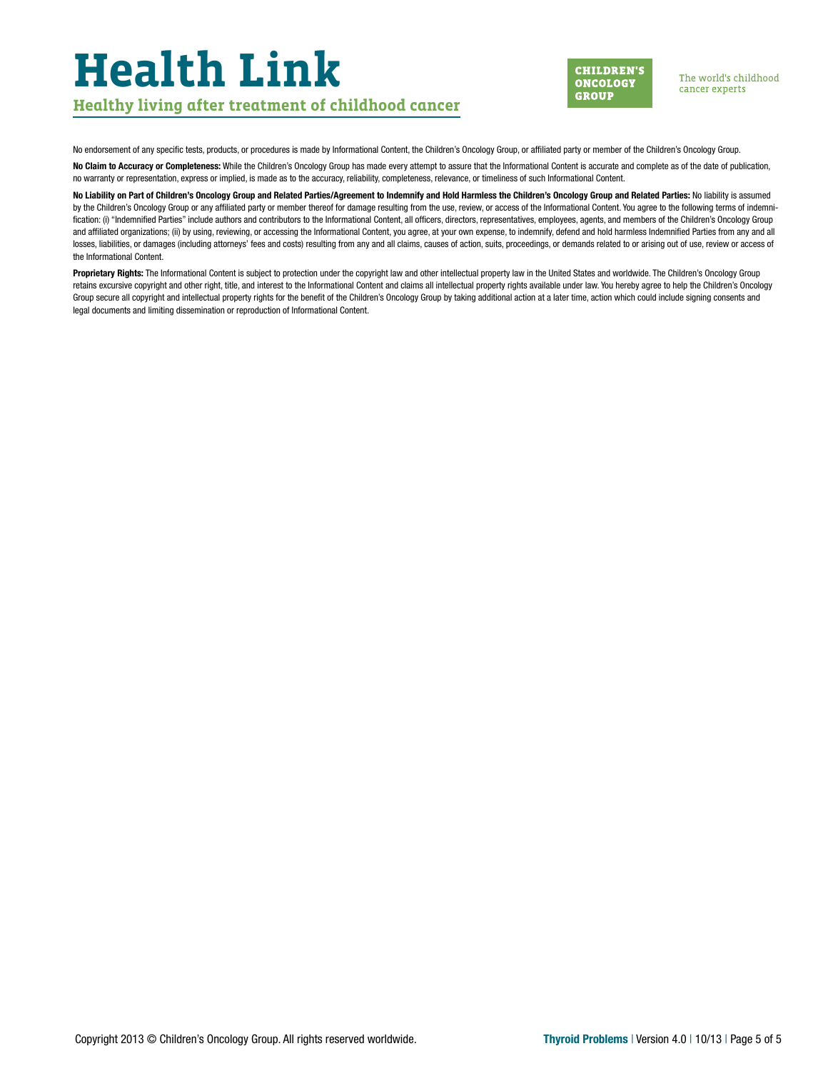No endorsement of any specific tests, products, or procedures is made by Informational Content, the Children's Oncology Group, or affiliated party or member of the Children's Oncology Group.

**No Claim to Accuracy or Completeness:** While the Children's Oncology Group has made every attempt to assure that the Informational Content is accurate and complete as of the date of publication, no warranty or representation, express or implied, is made as to the accuracy, reliability, completeness, relevance, or timeliness of such Informational Content.

**No Liability on Part of Children's Oncology Group and Related Parties/Agreement to Indemnify and Hold Harmless the Children's Oncology Group and Related Parties:** No liability is assumed by the Children's Oncology Group or any affiliated party or member thereof for damage resulting from the use, review, or access of the Informational Content. You agree to the following terms of indemnification: (i) "Indemnified Parties" include authors and contributors to the Informational Content, all officers, directors, representatives, employees, agents, and members of the Children's Oncology Group and affiliated organizations; (ii) by using, reviewing, or accessing the Informational Content, you agree, at your own expense, to indemnify, defend and hold harmless Indemnified Parties from any and all losses, liabilities, or damages (including attorneys' fees and costs) resulting from any and all claims, causes of action, suits, proceedings, or demands related to or arising out of use, review or access of the Informational Content.

**Proprietary Rights:** The Informational Content is subject to protection under the copyright law and other intellectual property law in the United States and worldwide. The Children's Oncology Group retains excursive copyright and other right, title, and interest to the Informational Content and claims all intellectual property rights available under law. You hereby agree to help the Children's Oncology Group secure all copyright and intellectual property rights for the benefit of the Children's Oncology Group by taking additional action at a later time, action which could include signing consents and legal documents and limiting dissemination or reproduction of Informational Content.